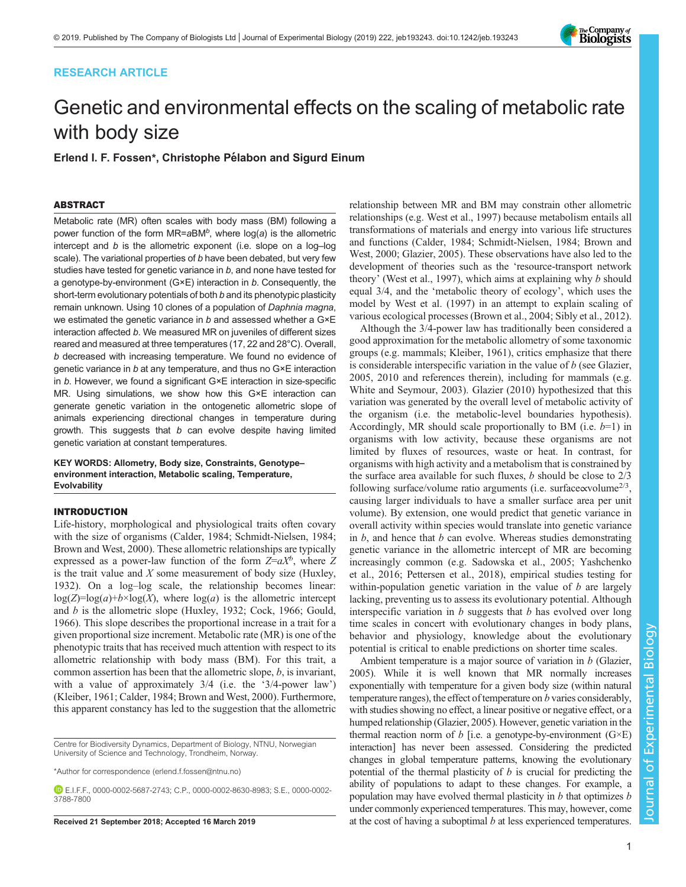RESEARCH ARTICLE

# Genetic and environmental effects on the scaling of metabolic rate with body size

**Erlend I. F. Fossen\*, Christophe Pélabon and Sigurd Einum**

## ABSTRACT

Metabolic rate (MR) often scales with body mass (BM) following a power function of the form MR=$a$BM$^b$, where log($a$) is the allometric intercept and $b$ is the allometric exponent (i.e. slope on a log–log scale). The variational properties of $b$ have been debated, but very few studies have tested for genetic variance in $b$, and none have tested for a genotype-by-environment (G×E) interaction in $b$. Consequently, the short-term evolutionary potentials of both $b$ and its phenotypic plasticity remain unknown. Using 10 clones of a population of *Daphnia magna*, we estimated the genetic variance in $b$ and assessed whether a G×E interaction affected $b$. We measured MR on juveniles of different sizes reared and measured at three temperatures (17, 22 and 28°C). Overall, $b$ decreased with increasing temperature. We found no evidence of genetic variance in $b$ at any temperature, and thus no G×E interaction in $b$. However, we found a significant G×E interaction in size-specific MR. Using simulations, we show how this G×E interaction can generate genetic variation in the ontogenetic allometric slope of animals experiencing directional changes in temperature during growth. This suggests that $b$ can evolve despite having limited genetic variation at constant temperatures.

**KEY WORDS: Allometry, Body size, Constraints, Genotype–environment interaction, Metabolic scaling, Temperature, Evolvability**

## INTRODUCTION

Life-history, morphological and physiological traits often covary with the size of organisms (Calder, 1984; Schmidt-Nielsen, 1984; Brown and West, 2000). These allometric relationships are typically expressed as a power-law function of the form $Z=aX^b$, where $Z$ is the trait value and $X$ some measurement of body size (Huxley, 1932). On a log–log scale, the relationship becomes linear: $\log(Z)=\log(a)+b\times\log(X)$, where log($a$) is the allometric intercept and $b$ is the allometric slope (Huxley, 1932; Cock, 1966; Gould, 1966). This slope describes the proportional increase in a trait for a given proportional size increment. Metabolic rate (MR) is one of the phenotypic traits that has received much attention with respect to its allometric relationship with body mass (BM). For this trait, a common assertion has been that the allometric slope, $b$, is invariant, with a value of approximately 3/4 (i.e. the '3/4-power law') (Kleiber, 1961; Calder, 1984; Brown and West, 2000). Furthermore, this apparent constancy has led to the suggestion that the allometric relationship between MR and BM may constrain other allometric relationships (e.g. West et al., 1997) because metabolism entails all transformations of materials and energy into various life structures and functions (Calder, 1984; Schmidt-Nielsen, 1984; Brown and West, 2000; Glazier, 2005). These observations have also led to the development of theories such as the 'resource-transport network theory' (West et al., 1997), which aims at explaining why $b$ should equal 3/4, and the 'metabolic theory of ecology', which uses the model by West et al. (1997) in an attempt to explain scaling of various ecological processes (Brown et al., 2004; Sibly et al., 2012).

Although the 3/4-power law has traditionally been considered a good approximation for the metabolic allometry of some taxonomic groups (e.g. mammals; Kleiber, 1961), critics emphasize that there is considerable interspecific variation in the value of $b$ (see Glazier, 2005, 2010 and references therein), including for mammals (e.g. White and Seymour, 2003). Glazier (2010) hypothesized that this variation was generated by the overall level of metabolic activity of the organism (i.e. the metabolic-level boundaries hypothesis). Accordingly, MR should scale proportionally to BM (i.e. $b$=1) in organisms with low activity, because these organisms are not limited by fluxes of resources, waste or heat. In contrast, for organisms with high activity and a metabolism that is constrained by the surface area available for such fluxes, $b$ should be close to 2/3 following surface/volume ratio arguments (i.e. surface∝volume$^{2/3}$, causing larger individuals to have a smaller surface area per unit volume). By extension, one would predict that genetic variance in overall activity within species would translate into genetic variance in $b$, and hence that $b$ can evolve. Whereas studies demonstrating genetic variance in the allometric intercept of MR are becoming increasingly common (e.g. Sadowska et al., 2005; Yashchenko et al., 2016; Pettersen et al., 2018), empirical studies testing for within-population genetic variation in the value of $b$ are largely lacking, preventing us to assess its evolutionary potential. Although interspecific variation in $b$ suggests that $b$ has evolved over long time scales in concert with evolutionary changes in body plans, behavior and physiology, knowledge about the evolutionary potential is critical to enable predictions on shorter time scales.

Ambient temperature is a major source of variation in $b$ (Glazier, 2005). While it is well known that MR normally increases exponentially with temperature for a given body size (within natural temperature ranges), the effect of temperature on $b$ varies considerably, with studies showing no effect, a linear positive or negative effect, or a humped relationship (Glazier, 2005). However, genetic variation in the thermal reaction norm of $b$ [i.e. a genotype-by-environment (G×E) interaction] has never been assessed. Considering the predicted changes in global temperature patterns, knowing the evolutionary potential of the thermal plasticity of $b$ is crucial for predicting the ability of populations to adapt to these changes. For example, a population may have evolved thermal plasticity in $b$ that optimizes $b$ under commonly experienced temperatures. This may, however, come at the cost of having a suboptimal $b$ at less experienced temperatures.

Centre for Biodiversity Dynamics, Department of Biology, NTNU, Norwegian University of Science and Technology, Trondheim, Norway.

\*Author for correspondence (erlend.f.fossen@ntnu.no)

E.I.F.F., 0000-0002-5687-2743; C.P., 0000-0002-8630-8983; S.E., 0000-0002-3788-7800

**Received 21 September 2018; Accepted 16 March 2019**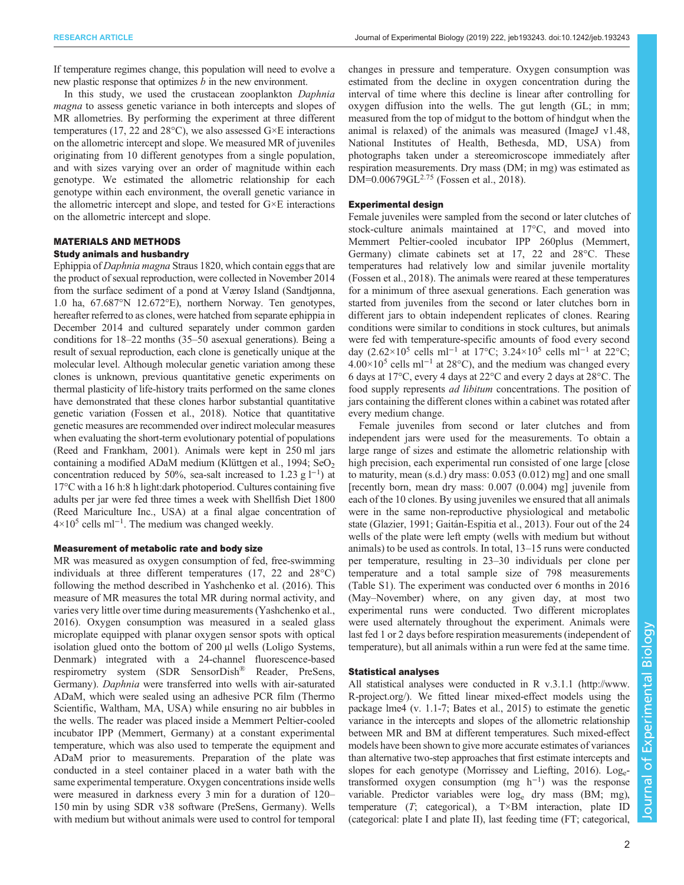If temperature regimes change, this population will need to evolve a new plastic response that optimizes *b* in the new environment.

In this study, we used the crustacean zooplankton *Daphnia magna* to assess genetic variance in both intercepts and slopes of MR allometries. By performing the experiment at three different temperatures (17, 22 and 28°C), we also assessed G×E interactions on the allometric intercept and slope. We measured MR of juveniles originating from 10 different genotypes from a single population, and with sizes varying over an order of magnitude within each genotype. We estimated the allometric relationship for each genotype within each environment, the overall genetic variance in the allometric intercept and slope, and tested for G×E interactions on the allometric intercept and slope.

## MATERIALS AND METHODS

### Study animals and husbandry

Ephippia of *Daphnia magna* Straus 1820, which contain eggs that are the product of sexual reproduction, were collected in November 2014 from the surface sediment of a pond at Værøy Island (Sandtjønna, 1.0 ha, 67.687°N 12.672°E), northern Norway. Ten genotypes, hereafter referred to as clones, were hatched from separate ephippia in December 2014 and cultured separately under common garden conditions for 18–22 months (35–50 asexual generations). Being a result of sexual reproduction, each clone is genetically unique at the molecular level. Although molecular genetic variation among these clones is unknown, previous quantitative genetic experiments on thermal plasticity of life-history traits performed on the same clones have demonstrated that these clones harbor substantial quantitative genetic variation (Fossen et al., 2018). Notice that quantitative genetic measures are recommended over indirect molecular measures when evaluating the short-term evolutionary potential of populations (Reed and Frankham, 2001). Animals were kept in 250 ml jars containing a modified ADaM medium (Klüttgen et al., 1994; $SeO_2$ concentration reduced by 50%, sea-salt increased to 1.23 g $l^{-1}$) at 17°C with a 16 h:8 h light:dark photoperiod. Cultures containing five adults per jar were fed three times a week with Shellfish Diet 1800 (Reed Mariculture Inc., USA) at a final algae concentration of $4{\times}10^5$ cells $ml^{-1}$. The medium was changed weekly.

### Measurement of metabolic rate and body size

MR was measured as oxygen consumption of fed, free-swimming individuals at three different temperatures (17, 22 and 28°C) following the method described in Yashchenko et al. (2016). This measure of MR measures the total MR during normal activity, and varies very little over time during measurements (Yashchenko et al., 2016). Oxygen consumption was measured in a sealed glass microplate equipped with planar oxygen sensor spots with optical isolation glued onto the bottom of 200 µl wells (Loligo Systems, Denmark) integrated with a 24-channel fluorescence-based respirometry system (SDR SensorDish® Reader, PreSens, Germany). *Daphnia* were transferred into wells with air-saturated ADaM, which were sealed using an adhesive PCR film (Thermo Scientific, Waltham, MA, USA) while ensuring no air bubbles in the wells. The reader was placed inside a Memmert Peltier-cooled incubator IPP (Memmert, Germany) at a constant experimental temperature, which was also used to temperate the equipment and ADaM prior to measurements. Preparation of the plate was conducted in a steel container placed in a water bath with the same experimental temperature. Oxygen concentrations inside wells were measured in darkness every 3 min for a duration of 120–150 min by using SDR v38 software (PreSens, Germany). Wells with medium but without animals were used to control for temporal changes in pressure and temperature. Oxygen consumption was estimated from the decline in oxygen concentration during the interval of time where this decline is linear after controlling for oxygen diffusion into the wells. The gut length (GL; in mm; measured from the top of midgut to the bottom of hindgut when the animal is relaxed) of the animals was measured (ImageJ v1.48, National Institutes of Health, Bethesda, MD, USA) from photographs taken under a stereomicroscope immediately after respiration measurements. Dry mass (DM; in mg) was estimated as $DM=0.00679GL^{2.75}$ (Fossen et al., 2018).

### Experimental design

Female juveniles were sampled from the second or later clutches of stock-culture animals maintained at 17°C, and moved into Memmert Peltier-cooled incubator IPP 260plus (Memmert, Germany) climate cabinets set at 17, 22 and 28°C. These temperatures had relatively low and similar juvenile mortality (Fossen et al., 2018). The animals were reared at these temperatures for a minimum of three asexual generations. Each generation was started from juveniles from the second or later clutches born in different jars to obtain independent replicates of clones. Rearing conditions were similar to conditions in stock cultures, but animals were fed with temperature-specific amounts of food every second day ($2.62{\times}10^5$ cells $ml^{-1}$ at 17°C; $3.24{\times}10^5$ cells $ml^{-1}$ at 22°C; $4.00{\times}10^5$ cells $ml^{-1}$ at 28°C), and the medium was changed every 6 days at 17°C, every 4 days at 22°C and every 2 days at 28°C. The food supply represents *ad libitum* concentrations. The position of jars containing the different clones within a cabinet was rotated after every medium change.

Female juveniles from second or later clutches and from independent jars were used for the measurements. To obtain a large range of sizes and estimate the allometric relationship with high precision, each experimental run consisted of one large [close to maturity, mean (s.d.) dry mass: 0.053 (0.012) mg] and one small [recently born, mean dry mass: 0.007 (0.004) mg] juvenile from each of the 10 clones. By using juveniles we ensured that all animals were in the same non-reproductive physiological and metabolic state (Glazier, 1991; Gaitán-Espitia et al., 2013). Four out of the 24 wells of the plate were left empty (wells with medium but without animals) to be used as controls. In total, 13–15 runs were conducted per temperature, resulting in 23–30 individuals per clone per temperature and a total sample size of 798 measurements (Table S1). The experiment was conducted over 6 months in 2016 (May–November) where, on any given day, at most two experimental runs were conducted. Two different microplates were used alternately throughout the experiment. Animals were last fed 1 or 2 days before respiration measurements (independent of temperature), but all animals within a run were fed at the same time.

### Statistical analyses

All statistical analyses were conducted in R v.3.1.1 (http://www.R-project.org/). We fitted linear mixed-effect models using the package lme4 (v. 1.1-7; Bates et al., 2015) to estimate the genetic variance in the intercepts and slopes of the allometric relationship between MR and BM at different temperatures. Such mixed-effect models have been shown to give more accurate estimates of variances than alternative two-step approaches that first estimate intercepts and slopes for each genotype (Morrissey and Liefting, 2016). $Log_e$-transformed oxygen consumption (mg $h^{-1}$) was the response variable. Predictor variables were $log_e$ dry mass (BM; mg), temperature (*T*; categorical), a T×BM interaction, plate ID (categorical: plate I and plate II), last feeding time (FT; categorical,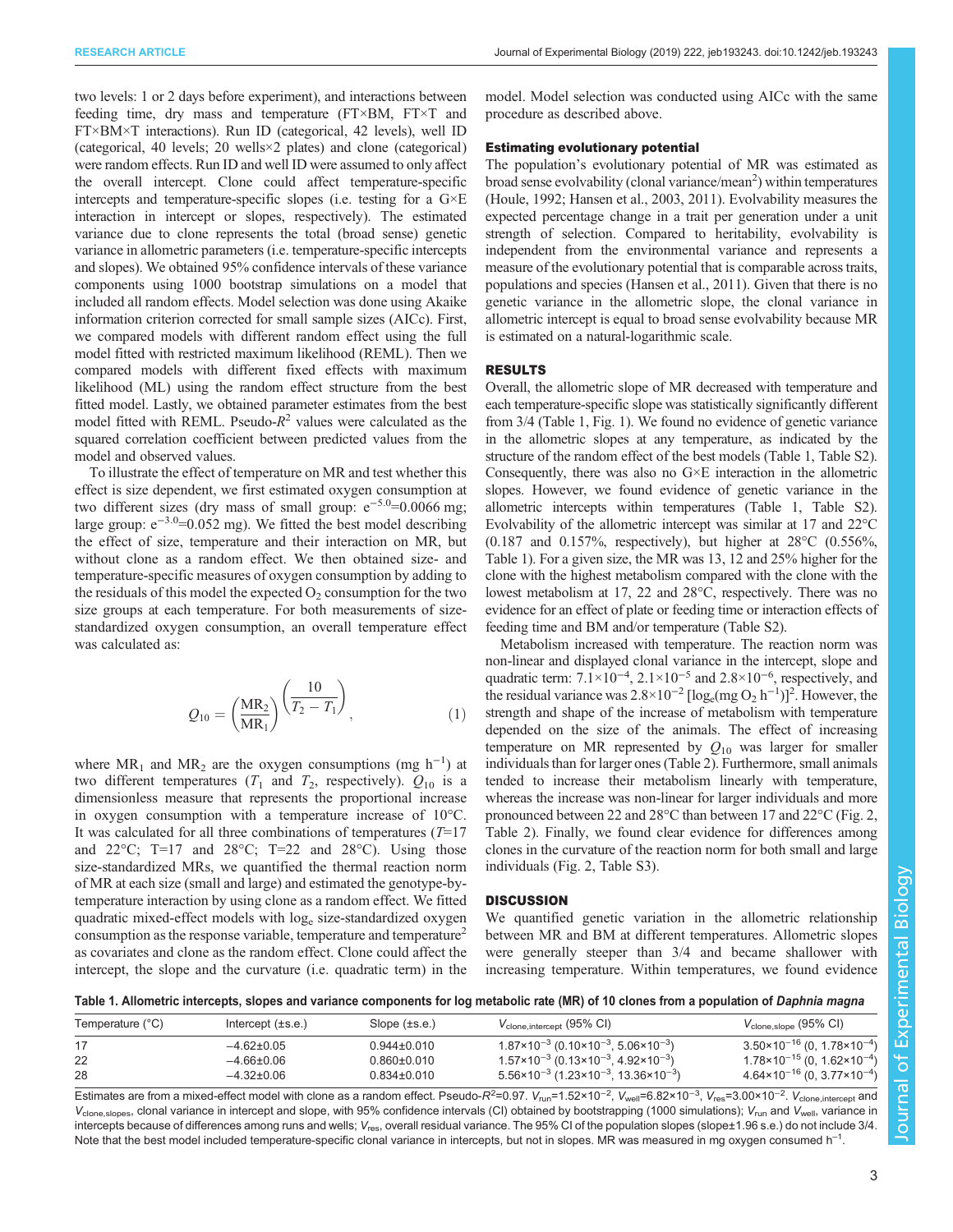two levels: 1 or 2 days before experiment), and interactions between feeding time, dry mass and temperature (FT×BM, FT×T and FT×BM×T interactions). Run ID (categorical, 42 levels), well ID (categorical, 40 levels; 20 wells×2 plates) and clone (categorical) were random effects. Run ID and well ID were assumed to only affect the overall intercept. Clone could affect temperature-specific intercepts and temperature-specific slopes (i.e. testing for a G×E interaction in intercept or slopes, respectively). The estimated variance due to clone represents the total (broad sense) genetic variance in allometric parameters (i.e. temperature-specific intercepts and slopes). We obtained 95% confidence intervals of these variance components using 1000 bootstrap simulations on a model that included all random effects. Model selection was done using Akaike information criterion corrected for small sample sizes (AICc). First, we compared models with different random effect using the full model fitted with restricted maximum likelihood (REML). Then we compared models with different fixed effects with maximum likelihood (ML) using the random effect structure from the best fitted model. Lastly, we obtained parameter estimates from the best model fitted with REML. Pseudo-$R^2$ values were calculated as the squared correlation coefficient between predicted values from the model and observed values.

To illustrate the effect of temperature on MR and test whether this effect is size dependent, we first estimated oxygen consumption at two different sizes (dry mass of small group: $e^{-5.0}$=0.0066 mg; large group: $e^{-3.0}$=0.052 mg). We fitted the best model describing the effect of size, temperature and their interaction on MR, but without clone as a random effect. We then obtained size- and temperature-specific measures of oxygen consumption by adding to the residuals of this model the expected $O_2$ consumption for the two size groups at each temperature. For both measurements of size-standardized oxygen consumption, an overall temperature effect was calculated as:

$$Q_{10} = \left(\frac{\mathrm{MR}_2}{\mathrm{MR}_1}\right)^{\left(\frac{10}{T_2 - T_1}\right)}, \quad (1)$$

where $\mathrm{MR}_1$ and $\mathrm{MR}_2$ are the oxygen consumptions (mg $h^{-1}$) at two different temperatures ($T_1$ and $T_2$, respectively). $Q_{10}$ is a dimensionless measure that represents the proportional increase in oxygen consumption with a temperature increase of 10°C. It was calculated for all three combinations of temperatures ($T$=17 and 22°C; T=17 and 28°C; T=22 and 28°C). Using those size-standardized MRs, we quantified the thermal reaction norm of MR at each size (small and large) and estimated the genotype-by-temperature interaction by using clone as a random effect. We fitted quadratic mixed-effect models with $\log_e$ size-standardized oxygen consumption as the response variable, temperature and temperature$^2$ as covariates and clone as the random effect. Clone could affect the intercept, the slope and the curvature (i.e. quadratic term) in the model. Model selection was conducted using AICc with the same procedure as described above.

### Estimating evolutionary potential

The population's evolutionary potential of MR was estimated as broad sense evolvability (clonal variance/mean$^2$) within temperatures (Houle, 1992; Hansen et al., 2003, 2011). Evolvability measures the expected percentage change in a trait per generation under a unit strength of selection. Compared to heritability, evolvability is independent from the environmental variance and represents a measure of the evolutionary potential that is comparable across traits, populations and species (Hansen et al., 2011). Given that there is no genetic variance in the allometric slope, the clonal variance in allometric intercept is equal to broad sense evolvability because MR is estimated on a natural-logarithmic scale.

## RESULTS

Overall, the allometric slope of MR decreased with temperature and each temperature-specific slope was statistically significantly different from 3/4 (Table 1, Fig. 1). We found no evidence of genetic variance in the allometric slopes at any temperature, as indicated by the structure of the random effect of the best models (Table 1, Table S2). Consequently, there was also no G×E interaction in the allometric slopes. However, we found evidence of genetic variance in the allometric intercepts within temperatures (Table 1, Table S2). Evolvability of the allometric intercept was similar at 17 and 22°C (0.187 and 0.157%, respectively), but higher at 28°C (0.556%, Table 1). For a given size, the MR was 13, 12 and 25% higher for the clone with the highest metabolism compared with the clone with the lowest metabolism at 17, 22 and 28°C, respectively. There was no evidence for an effect of plate or feeding time or interaction effects of feeding time and BM and/or temperature (Table S2).

Metabolism increased with temperature. The reaction norm was non-linear and displayed clonal variance in the intercept, slope and quadratic term: $7.1\times10^{-4}$, $2.1\times10^{-5}$ and $2.8\times10^{-6}$, respectively, and the residual variance was $2.8\times10^{-2}$ [$\log_e$(mg $O_2$ $h^{-1}$)]$^2$. However, the strength and shape of the increase of metabolism with temperature depended on the size of the animals. The effect of increasing temperature on MR represented by $Q_{10}$ was larger for smaller individuals than for larger ones (Table 2). Furthermore, small animals tended to increase their metabolism linearly with temperature, whereas the increase was non-linear for larger individuals and more pronounced between 22 and 28°C than between 17 and 22°C (Fig. 2, Table 2). Finally, we found clear evidence for differences among clones in the curvature of the reaction norm for both small and large individuals (Fig. 2, Table S3).

## DISCUSSION

We quantified genetic variation in the allometric relationship between MR and BM at different temperatures. Allometric slopes were generally steeper than 3/4 and became shallower with increasing temperature. Within temperatures, we found evidence

**Table 1. Allometric intercepts, slopes and variance components for log metabolic rate (MR) of 10 clones from a population of *Daphnia magna***

| Temperature (°C) | Intercept (±s.e.) | Slope (±s.e.) | $V_{\mathrm{clone,intercept}}$ (95% CI) | $V_{\mathrm{clone,slope}}$ (95% CI) |
|---|---|---|---|---|
| 17 | −4.62±0.05 | 0.944±0.010 | $1.87\times10^{-3}$ ($0.10\times10^{-3}$, $5.06\times10^{-3}$) | $3.50\times10^{-16}$ (0, $1.78\times10^{-4}$) |
| 22 | −4.66±0.06 | 0.860±0.010 | $1.57\times10^{-3}$ ($0.13\times10^{-3}$, $4.92\times10^{-3}$) | $1.78\times10^{-15}$ (0, $1.62\times10^{-4}$) |
| 28 | −4.32±0.06 | 0.834±0.010 | $5.56\times10^{-3}$ ($1.23\times10^{-3}$, $13.36\times10^{-3}$) | $4.64\times10^{-16}$ (0, $3.77\times10^{-4}$) |

Estimates are from a mixed-effect model with clone as a random effect. Pseudo-$R^2$=0.97. $V_{\mathrm{run}}$=$1.52\times10^{-2}$, $V_{\mathrm{well}}$=$6.82\times10^{-3}$, $V_{\mathrm{res}}$=$3.00\times10^{-2}$. $V_{\mathrm{clone,intercept}}$ and $V_{\mathrm{clone,slopes}}$, clonal variance in intercept and slope, with 95% confidence intervals (CI) obtained by bootstrapping (1000 simulations); $V_{\mathrm{run}}$ and $V_{\mathrm{well}}$, variance in intercepts because of differences among runs and wells; $V_{\mathrm{res}}$, overall residual variance. The 95% CI of the population slopes (slope±1.96 s.e.) do not include 3/4. Note that the best model included temperature-specific clonal variance in intercepts, but not in slopes. MR was measured in mg oxygen consumed $h^{-1}$.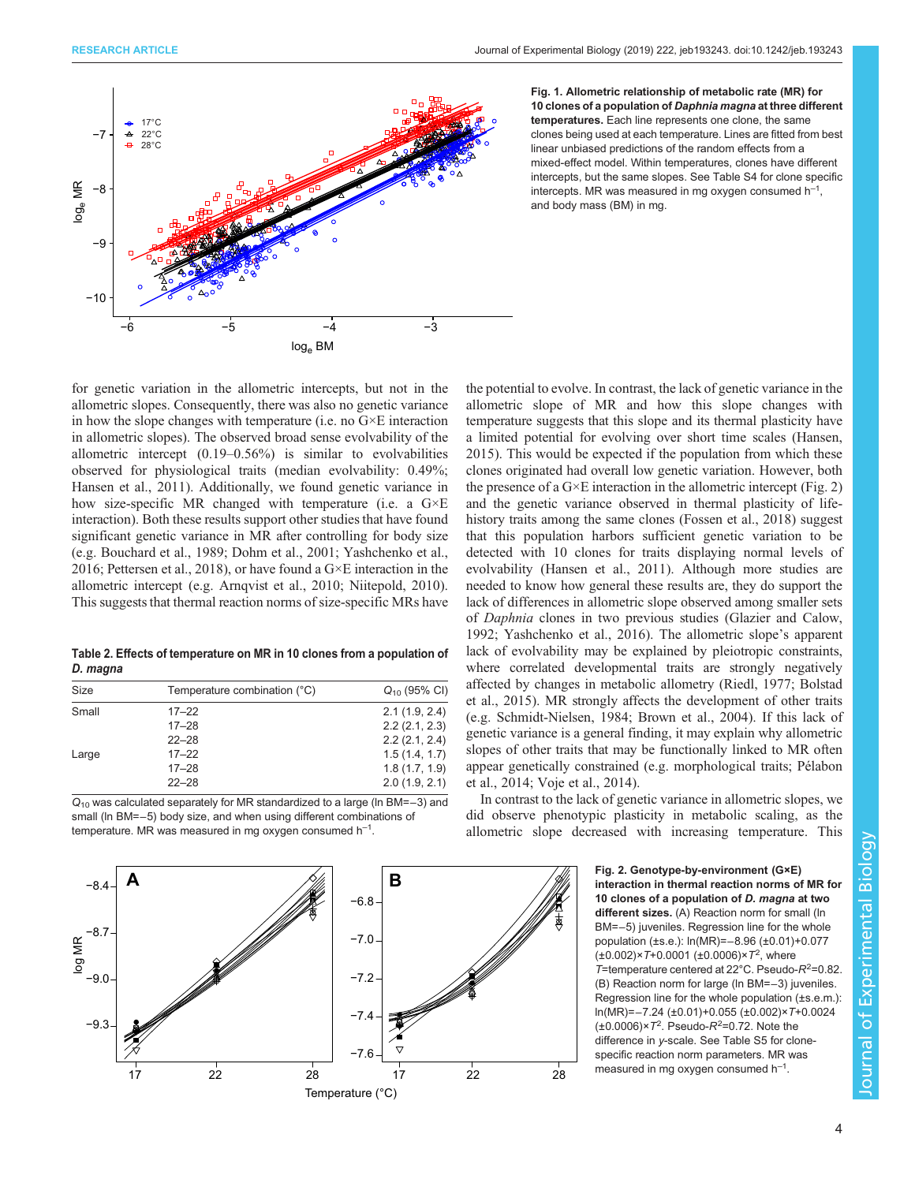**Fig. 1. Allometric relationship of metabolic rate (MR) for 10 clones of a population of *Daphnia magna* at three different temperatures.** Each line represents one clone, the same clones being used at each temperature. Lines are fitted from best linear unbiased predictions of the random effects from a mixed-effect model. Within temperatures, clones have different intercepts, but the same slopes. See Table S4 for clone specific intercepts. MR was measured in mg oxygen consumed $h^{-1}$, and body mass (BM) in mg.

for genetic variation in the allometric intercepts, but not in the allometric slopes. Consequently, there was also no genetic variance in how the slope changes with temperature (i.e. no G×E interaction in allometric slopes). The observed broad sense evolvability of the allometric intercept (0.19–0.56%) is similar to evolvabilities observed for physiological traits (median evolvability: 0.49%; Hansen et al., 2011). Additionally, we found genetic variance in how size-specific MR changed with temperature (i.e. a G×E interaction). Both these results support other studies that have found significant genetic variance in MR after controlling for body size (e.g. Bouchard et al., 1989; Dohm et al., 2001; Yashchenko et al., 2016; Pettersen et al., 2018), or have found a G×E interaction in the allometric intercept (e.g. Arnqvist et al., 2010; Niitepold, 2010). This suggests that thermal reaction norms of size-specific MRs have the potential to evolve. In contrast, the lack of genetic variance in the allometric slope of MR and how this slope changes with temperature suggests that this slope and its thermal plasticity have a limited potential for evolving over short time scales (Hansen, 2015). This would be expected if the population from which these clones originated had overall low genetic variation. However, both the presence of a G×E interaction in the allometric intercept (Fig. 2) and the genetic variance observed in thermal plasticity of life-history traits among the same clones (Fossen et al., 2018) suggest that this population harbors sufficient genetic variation to be detected with 10 clones for traits displaying normal levels of evolvability (Hansen et al., 2011). Although more studies are needed to know how general these results are, they do support the lack of differences in allometric slope observed among smaller sets of *Daphnia* clones in two previous studies (Glazier and Calow, 1992; Yashchenko et al., 2016). The allometric slope's apparent lack of evolvability may be explained by pleiotropic constraints, where correlated developmental traits are strongly negatively affected by changes in metabolic allometry (Riedl, 1977; Bolstad et al., 2015). MR strongly affects the development of other traits (e.g. Schmidt-Nielsen, 1984; Brown et al., 2004). If this lack of genetic variance is a general finding, it may explain why allometric slopes of other traits that may be functionally linked to MR often appear genetically constrained (e.g. morphological traits; Pélabon et al., 2014; Voje et al., 2014).

In contrast to the lack of genetic variance in allometric slopes, we did observe phenotypic plasticity in metabolic scaling, as the allometric slope decreased with increasing temperature. This

**Table 2. Effects of temperature on MR in 10 clones from a population of *D. magna***

| Size | Temperature combination (°C) | $Q_{10}$ (95% CI) |
|---|---|---|
| Small | 17–22 | 2.1 (1.9, 2.4) |
| | 17–28 | 2.2 (2.1, 2.3) |
| | 22–28 | 2.2 (2.1, 2.4) |
| Large | 17–22 | 1.5 (1.4, 1.7) |
| | 17–28 | 1.8 (1.7, 1.9) |
| | 22–28 | 2.0 (1.9, 2.1) |

$Q_{10}$ was calculated separately for MR standardized to a large (ln BM=−3) and small (ln BM=−5) body size, and when using different combinations of temperature. MR was measured in mg oxygen consumed $h^{-1}$.

**Fig. 2. Genotype-by-environment (G×E) interaction in thermal reaction norms of MR for 10 clones of a population of *D. magna* at two different sizes.** (A) Reaction norm for small (ln BM=−5) juveniles. Regression line for the whole population (±s.e.): ln(MR)=−8.96 (±0.01)+0.077 (±0.002)×$T$+0.0001 (±0.0006)×$T^2$, where $T$=temperature centered at 22°C. Pseudo-$R^2$=0.82. (B) Reaction norm for large (ln BM=−3) juveniles. Regression line for the whole population (±s.e.m.): ln(MR)=−7.24 (±0.01)+0.055 (±0.002)×$T$+0.0024 (±0.0006)×$T^2$. Pseudo-$R^2$=0.72. Note the difference in y-scale. See Table S5 for clone-specific reaction norm parameters. MR was measured in mg oxygen consumed $h^{-1}$.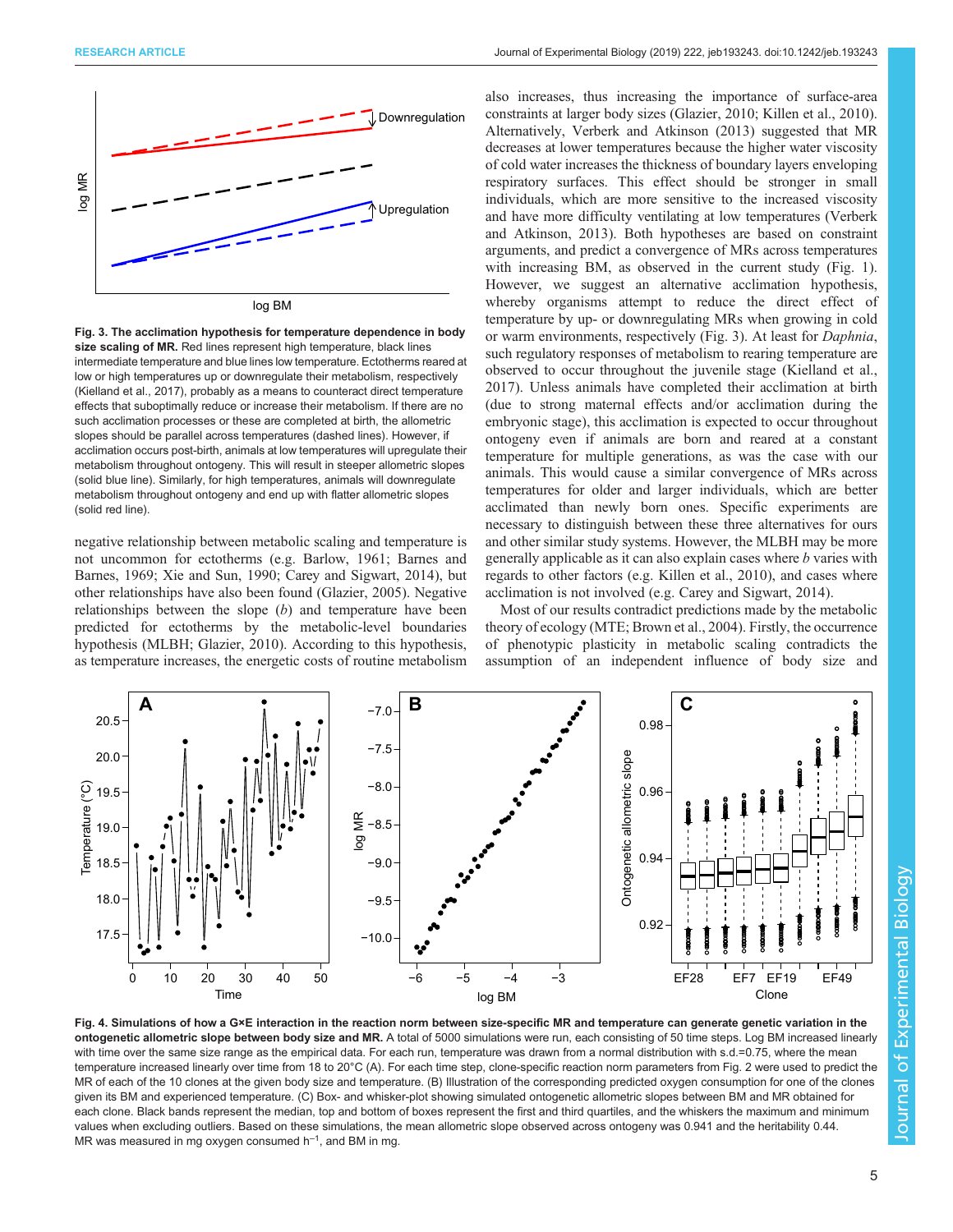**Fig. 3. The acclimation hypothesis for temperature dependence in body size scaling of MR.** Red lines represent high temperature, black lines intermediate temperature and blue lines low temperature. Ectotherms reared at low or high temperatures up or downregulate their metabolism, respectively (Kielland et al., 2017), probably as a means to counteract direct temperature effects that suboptimally reduce or increase their metabolism. If there are no such acclimation processes or these are completed at birth, the allometric slopes should be parallel across temperatures (dashed lines). However, if acclimation occurs post-birth, animals at low temperatures will upregulate their metabolism throughout ontogeny. This will result in steeper allometric slopes (solid blue line). Similarly, for high temperatures, animals will downregulate metabolism throughout ontogeny and end up with flatter allometric slopes (solid red line).

negative relationship between metabolic scaling and temperature is not uncommon for ectotherms (e.g. Barlow, 1961; Barnes and Barnes, 1969; Xie and Sun, 1990; Carey and Sigwart, 2014), but other relationships have also been found (Glazier, 2005). Negative relationships between the slope ($b$) and temperature have been predicted for ectotherms by the metabolic-level boundaries hypothesis (MLBH; Glazier, 2010). According to this hypothesis, as temperature increases, the energetic costs of routine metabolism also increases, thus increasing the importance of surface-area constraints at larger body sizes (Glazier, 2010; Killen et al., 2010). Alternatively, Verberk and Atkinson (2013) suggested that MR decreases at lower temperatures because the higher water viscosity of cold water increases the thickness of boundary layers enveloping respiratory surfaces. This effect should be stronger in small individuals, which are more sensitive to the increased viscosity and have more difficulty ventilating at low temperatures (Verberk and Atkinson, 2013). Both hypotheses are based on constraint arguments, and predict a convergence of MRs across temperatures with increasing BM, as observed in the current study (Fig. 1). However, we suggest an alternative acclimation hypothesis, whereby organisms attempt to reduce the direct effect of temperature by up- or downregulating MRs when growing in cold or warm environments, respectively (Fig. 3). At least for *Daphnia*, such regulatory responses of metabolism to rearing temperature are observed to occur throughout the juvenile stage (Kielland et al., 2017). Unless animals have completed their acclimation at birth (due to strong maternal effects and/or acclimation during the embryonic stage), this acclimation is expected to occur throughout ontogeny even if animals are born and reared at a constant temperature for multiple generations, as was the case with our animals. This would cause a similar convergence of MRs across temperatures for older and larger individuals, which are better acclimated than newly born ones. Specific experiments are necessary to distinguish between these three alternatives for ours and other similar study systems. However, the MLBH may be more generally applicable as it can also explain cases where $b$ varies with regards to other factors (e.g. Killen et al., 2010), and cases where acclimation is not involved (e.g. Carey and Sigwart, 2014).

Most of our results contradict predictions made by the metabolic theory of ecology (MTE; Brown et al., 2004). Firstly, the occurrence of phenotypic plasticity in metabolic scaling contradicts the assumption of an independent influence of body size and

**Fig. 4. Simulations of how a G×E interaction in the reaction norm between size-specific MR and temperature can generate genetic variation in the ontogenetic allometric slope between body size and MR.** A total of 5000 simulations were run, each consisting of 50 time steps. Log BM increased linearly with time over the same size range as the empirical data. For each run, temperature was drawn from a normal distribution with s.d.=0.75, where the mean temperature increased linearly over time from 18 to 20°C (A). For each time step, clone-specific reaction norm parameters from Fig. 2 were used to predict the MR of each of the 10 clones at the given body size and temperature. (B) Illustration of the corresponding predicted oxygen consumption for one of the clones given its BM and experienced temperature. (C) Box- and whisker-plot showing simulated ontogenetic allometric slopes between BM and MR obtained for each clone. Black bands represent the median, top and bottom of boxes represent the first and third quartiles, and the whiskers the maximum and minimum values when excluding outliers. Based on these simulations, the mean allometric slope observed across ontogeny was 0.941 and the heritability 0.44. MR was measured in mg oxygen consumed $h^{-1}$, and BM in mg.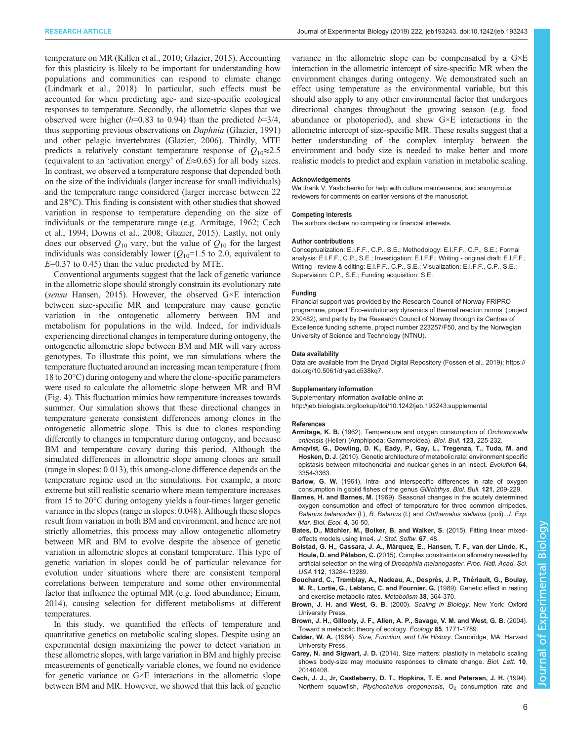temperature on MR (Killen et al., 2010; Glazier, 2015). Accounting for this plasticity is likely to be important for understanding how populations and communities can respond to climate change (Lindmark et al., 2018). In particular, such effects must be accounted for when predicting age- and size-specific ecological responses to temperature. Secondly, the allometric slopes that we observed were higher ($b$=0.83 to 0.94) than the predicted $b$=3/4, thus supporting previous observations on *Daphnia* (Glazier, 1991) and other pelagic invertebrates (Glazier, 2006). Thirdly, MTE predicts a relatively constant temperature response of $Q_{10}$≈2.5 (equivalent to an 'activation energy' of $E$≈0.65) for all body sizes. In contrast, we observed a temperature response that depended both on the size of the individuals (larger increase for small individuals) and the temperature range considered (larger increase between 22 and 28°C). This finding is consistent with other studies that showed variation in response to temperature depending on the size of individuals or the temperature range (e.g. Armitage, 1962; Cech et al., 1994; Downs et al., 2008; Glazier, 2015). Lastly, not only does our observed $Q_{10}$ vary, but the value of $Q_{10}$ for the largest individuals was considerably lower ($Q_{10}$=1.5 to 2.0, equivalent to $E$=0.37 to 0.45) than the value predicted by MTE.

Conventional arguments suggest that the lack of genetic variance in the allometric slope should strongly constrain its evolutionary rate (*sensu* Hansen, 2015). However, the observed G×E interaction between size-specific MR and temperature may cause genetic variation in the ontogenetic allometry between BM and metabolism for populations in the wild. Indeed, for individuals experiencing directional changes in temperature during ontogeny, the ontogenetic allometric slope between BM and MR will vary across genotypes. To illustrate this point, we ran simulations where the temperature fluctuated around an increasing mean temperature (from 18 to 20°C) during ontogeny and where the clone-specific parameters were used to calculate the allometric slope between MR and BM (Fig. 4). This fluctuation mimics how temperature increases towards summer. Our simulation shows that these directional changes in temperature generate consistent differences among clones in the ontogenetic allometric slope. This is due to clones responding differently to changes in temperature during ontogeny, and because BM and temperature covary during this period. Although the simulated differences in allometric slope among clones are small (range in slopes: 0.013), this among-clone difference depends on the temperature regime used in the simulations. For example, a more extreme but still realistic scenario where mean temperature increases from 15 to 20°C during ontogeny yields a four-times larger genetic variance in the slopes (range in slopes: 0.048). Although these slopes result from variation in both BM and environment, and hence are not strictly allometries, this process may allow ontogenetic allometry between MR and BM to evolve despite the absence of genetic variation in allometric slopes at constant temperature. This type of genetic variation in slopes could be of particular relevance for evolution under situations where there are consistent temporal correlations between temperature and some other environmental factor that influence the optimal MR (e.g. food abundance; Einum, 2014), causing selection for different metabolisms at different temperatures.

In this study, we quantified the effects of temperature and quantitative genetics on metabolic scaling slopes. Despite using an experimental design maximizing the power to detect variation in these allometric slopes, with large variation in BM and highly precise measurements of genetically variable clones, we found no evidence for genetic variance or G×E interactions in the allometric slope between BM and MR. However, we showed that this lack of genetic variance in the allometric slope can be compensated by a G×E interaction in the allometric intercept of size-specific MR when the environment changes during ontogeny. We demonstrated such an effect using temperature as the environmental variable, but this should also apply to any other environmental factor that undergoes directional changes throughout the growing season (e.g. food abundance or photoperiod), and show G×E interactions in the allometric intercept of size-specific MR. These results suggest that a better understanding of the complex interplay between the environment and body size is needed to make better and more realistic models to predict and explain variation in metabolic scaling.

#### Acknowledgements

We thank V. Yashchenko for help with culture maintenance, and anonymous reviewers for comments on earlier versions of the manuscript.

#### Competing interests

The authors declare no competing or financial interests.

#### Author contributions

Conceptualization: E.I.F.F., C.P., S.E.; Methodology: E.I.F.F., C.P., S.E.; Formal analysis: E.I.F.F., C.P., S.E.; Investigation: E.I.F.F.; Writing - original draft: E.I.F.F.; Writing - review & editing: E.I.F.F., C.P., S.E.; Visualization: E.I.F.F., C.P., S.E.; Supervision: C.P., S.E.; Funding acquisition: S.E.

#### Funding

Financial support was provided by the Research Council of Norway FRIPRO programme, project 'Eco-evolutionary dynamics of thermal reaction norms' (project 230482), and partly by the Research Council of Norway through its Centres of Excellence funding scheme, project number 223257/F50, and by the Norwegian University of Science and Technology (NTNU).

#### Data availability

Data are available from the Dryad Digital Repository (Fossen et al., 2019): https://doi.org/10.5061/dryad.c538kq7.

#### Supplementary information

Supplementary information available online at http://jeb.biologists.org/lookup/doi/10.1242/jeb.193243.supplemental

#### References

**Armitage, K. B.** (1962). Temperature and oxygen consumption of *Orchomonella chilensis* (Heller) (Amphipoda: Gammeroidea). *Biol. Bull.* **123**, 225-232.

**Arnqvist, G., Dowling, D. K., Eady, P., Gay, L., Tregenza, T., Tuda, M. and Hosken, D. J.** (2010). Genetic architecture of metabolic rate: environment specific epistasis between mitochondrial and nuclear genes in an insect. *Evolution* **64**, 3354-3363.

**Barlow, G. W.** (1961). Intra- and interspecific differences in rate of oxygen consumption in gobiid fishes of the genus *Gillichthys*. *Biol. Bull.* **121**, 209-229.

**Barnes, H. and Barnes, M.** (1969). Seasonal changes in the acutely determined oxygen consumption and effect of temperature for three common cirripedes, *Balanus balanoides* (l.), *B. Balanus* (l.) and *Chthamalus stellatus* (poli). *J. Exp. Mar. Biol. Ecol.* **4**, 36-50.

**Bates, D., Mächler, M., Bolker, B. and Walker, S.** (2015). Fitting linear mixed-effects models using lme4. *J. Stat. Softw.* **67**, 48.

**Bolstad, G. H., Cassara, J. A., Márquez, E., Hansen, T. F., van der Linde, K., Houle, D. and Pélabon, C.** (2015). Complex constraints on allometry revealed by artificial selection on the wing of *Drosophila melanogaster*. *Proc. Natl. Acad. Sci. USA* **112**, 13284-13289.

**Bouchard, C., Tremblay, A., Nadeau, A., Després, J. P., Thériault, G., Boulay, M. R., Lortie, G., Leblanc, C. and Fournier, G.** (1989). Genetic effect in resting and exercise metabolic rates. *Metabolism* **38**, 364-370.

**Brown, J. H. and West, G. B.** (2000). *Scaling in Biology*. New York: Oxford University Press.

**Brown, J. H., Gillooly, J. F., Allen, A. P., Savage, V. M. and West, G. B.** (2004). Toward a metabolic theory of ecology. *Ecology* **85**, 1771-1789.

**Calder, W. A.** (1984). *Size, Function, and Life History*. Cambridge, MA: Harvard University Press.

**Carey, N. and Sigwart, J. D.** (2014). Size matters: plasticity in metabolic scaling shows body-size may modulate responses to climate change. *Biol. Lett.* **10**, 20140408.

**Cech, J. J., Jr, Castleberry, D. T., Hopkins, T. E. and Petersen, J. H.** (1994). Northern squawfish, *Ptychocheilus oregonensis*, $O_2$ consumption rate and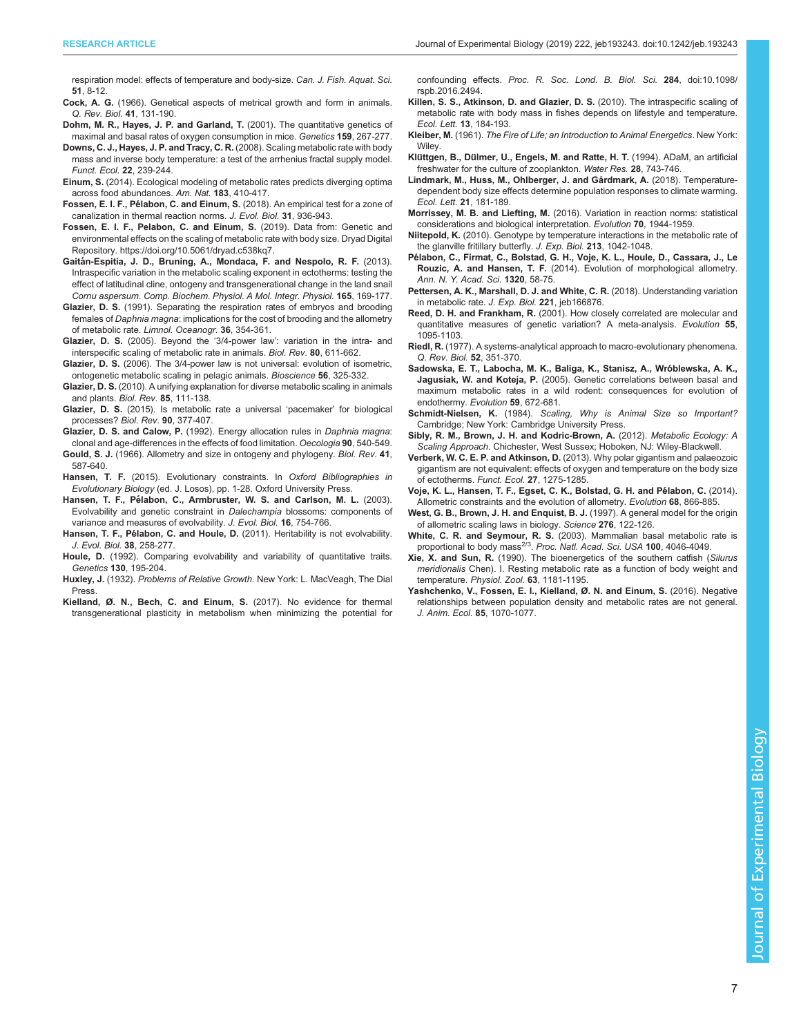respiration model: effects of temperature and body-size. *Can. J. Fish. Aquat. Sci.* **51**, 8-12.

**Cock, A. G.** (1966). Genetical aspects of metrical growth and form in animals. *Q. Rev. Biol.* **41**, 131-190.

**Dohm, M. R., Hayes, J. P. and Garland, T.** (2001). The quantitative genetics of maximal and basal rates of oxygen consumption in mice. *Genetics* **159**, 267-277.

**Downs, C. J., Hayes, J. P. and Tracy, C. R.** (2008). Scaling metabolic rate with body mass and inverse body temperature: a test of the arrhenius fractal supply model. *Funct. Ecol.* **22**, 239-244.

**Einum, S.** (2014). Ecological modeling of metabolic rates predicts diverging optima across food abundances. *Am. Nat.* **183**, 410-417.

**Fossen, E. I. F., Pélabon, C. and Einum, S.** (2018). An empirical test for a zone of canalization in thermal reaction norms. *J. Evol. Biol.* **31**, 936-943.

**Fossen, E. I. F., Pelabon, C. and Einum, S.** (2019). Data from: Genetic and environmental effects on the scaling of metabolic rate with body size. Dryad Digital Repository. https://doi.org/10.5061/dryad.c538kq7.

**Gaitán-Espitia, J. D., Bruning, A., Mondaca, F. and Nespolo, R. F.** (2013). Intraspecific variation in the metabolic scaling exponent in ectotherms: testing the effect of latitudinal cline, ontogeny and transgenerational change in the land snail *Cornu aspersum*. *Comp. Biochem. Physiol. A Mol. Integr. Physiol.* **165**, 169-177.

**Glazier, D. S.** (1991). Separating the respiration rates of embryos and brooding females of *Daphnia magna*: implications for the cost of brooding and the allometry of metabolic rate. *Limnol. Oceanogr.* **36**, 354-361.

**Glazier, D. S.** (2005). Beyond the '3/4-power law': variation in the intra- and interspecific scaling of metabolic rate in animals. *Biol. Rev.* **80**, 611-662.

**Glazier, D. S.** (2006). The 3/4-power law is not universal: evolution of isometric, ontogenetic metabolic scaling in pelagic animals. *Bioscience* **56**, 325-332.

**Glazier, D. S.** (2010). A unifying explanation for diverse metabolic scaling in animals and plants. *Biol. Rev.* **85**, 111-138.

**Glazier, D. S.** (2015). Is metabolic rate a universal 'pacemaker' for biological processes? *Biol. Rev.* **90**, 377-407.

**Glazier, D. S. and Calow, P.** (1992). Energy allocation rules in *Daphnia magna*: clonal and age-differences in the effects of food limitation. *Oecologia* **90**, 540-549.

**Gould, S. J.** (1966). Allometry and size in ontogeny and phylogeny. *Biol. Rev.* **41**, 587-640.

**Hansen, T. F.** (2015). Evolutionary constraints. In *Oxford Bibliographies in Evolutionary Biology* (ed. J. Losos), pp. 1-28. Oxford University Press.

**Hansen, T. F., Pélabon, C., Armbruster, W. S. and Carlson, M. L.** (2003). Evolvability and genetic constraint in *Dalechampia* blossoms: components of variance and measures of evolvability. *J. Evol. Biol.* **16**, 754-766.

**Hansen, T. F., Pélabon, C. and Houle, D.** (2011). Heritability is not evolvability. *J. Evol. Biol.* **38**, 258-277.

**Houle, D.** (1992). Comparing evolvability and variability of quantitative traits. *Genetics* **130**, 195-204.

**Huxley, J.** (1932). *Problems of Relative Growth*. New York: L. MacVeagh, The Dial Press.

**Kielland, Ø. N., Bech, C. and Einum, S.** (2017). No evidence for thermal transgenerational plasticity in metabolism when minimizing the potential for confounding effects. *Proc. R. Soc. Lond. B. Biol. Sci.* **284**, doi:10.1098/rspb.2016.2494.

**Killen, S. S., Atkinson, D. and Glazier, D. S.** (2010). The intraspecific scaling of metabolic rate with body mass in fishes depends on lifestyle and temperature. *Ecol. Lett.* **13**, 184-193.

**Kleiber, M.** (1961). *The Fire of Life; an Introduction to Animal Energetics*. New York: Wiley.

**Klüttgen, B., Dülmer, U., Engels, M. and Ratte, H. T.** (1994). ADaM, an artificial freshwater for the culture of zooplankton. *Water Res.* **28**, 743-746.

**Lindmark, M., Huss, M., Ohlberger, J. and Gårdmark, A.** (2018). Temperature-dependent body size effects determine population responses to climate warming. *Ecol. Lett.* **21**, 181-189.

**Morrissey, M. B. and Liefting, M.** (2016). Variation in reaction norms: statistical considerations and biological interpretation. *Evolution* **70**, 1944-1959.

**Niitepold, K.** (2010). Genotype by temperature interactions in the metabolic rate of the glanville fritillary butterfly. *J. Exp. Biol.* **213**, 1042-1048.

**Pélabon, C., Firmat, C., Bolstad, G. H., Voje, K. L., Houle, D., Cassara, J., Le Rouzic, A. and Hansen, T. F.** (2014). Evolution of morphological allometry. *Ann. N. Y. Acad. Sci.* **1320**, 58-75.

**Pettersen, A. K., Marshall, D. J. and White, C. R.** (2018). Understanding variation in metabolic rate. *J. Exp. Biol.* **221**, jeb166876.

**Reed, D. H. and Frankham, R.** (2001). How closely correlated are molecular and quantitative measures of genetic variation? A meta-analysis. *Evolution* **55**, 1095-1103.

**Riedl, R.** (1977). A systems-analytical approach to macro-evolutionary phenomena. *Q. Rev. Biol.* **52**, 351-370.

**Sadowska, E. T., Labocha, M. K., Baliga, K., Stanisz, A., Wróblewska, A. K., Jagusiak, W. and Koteja, P.** (2005). Genetic correlations between basal and maximum metabolic rates in a wild rodent: consequences for evolution of endothermy. *Evolution* **59**, 672-681.

**Schmidt-Nielsen, K.** (1984). *Scaling, Why is Animal Size so Important?* Cambridge; New York: Cambridge University Press.

**Sibly, R. M., Brown, J. H. and Kodric-Brown, A.** (2012). *Metabolic Ecology: A Scaling Approach*. Chichester, West Sussex; Hoboken, NJ: Wiley-Blackwell.

**Verberk, W. C. E. P. and Atkinson, D.** (2013). Why polar gigantism and palaeozoic gigantism are not equivalent: effects of oxygen and temperature on the body size of ectotherms. *Funct. Ecol.* **27**, 1275-1285.

**Voje, K. L., Hansen, T. F., Egset, C. K., Bolstad, G. H. and Pélabon, C.** (2014). Allometric constraints and the evolution of allometry. *Evolution* **68**, 866-885.

**West, G. B., Brown, J. H. and Enquist, B. J.** (1997). A general model for the origin of allometric scaling laws in biology. *Science* **276**, 122-126.

**White, C. R. and Seymour, R. S.** (2003). Mammalian basal metabolic rate is proportional to body mass$^{2/3}$. *Proc. Natl. Acad. Sci. USA* **100**, 4046-4049.

**Xie, X. and Sun, R.** (1990). The bioenergetics of the southern catfish (*Silurus meridionalis* Chen). I. Resting metabolic rate as a function of body weight and temperature. *Physiol. Zool.* **63**, 1181-1195.

**Yashchenko, V., Fossen, E. I., Kielland, Ø. N. and Einum, S.** (2016). Negative relationships between population density and metabolic rates are not general. *J. Anim. Ecol.* **85**, 1070-1077.